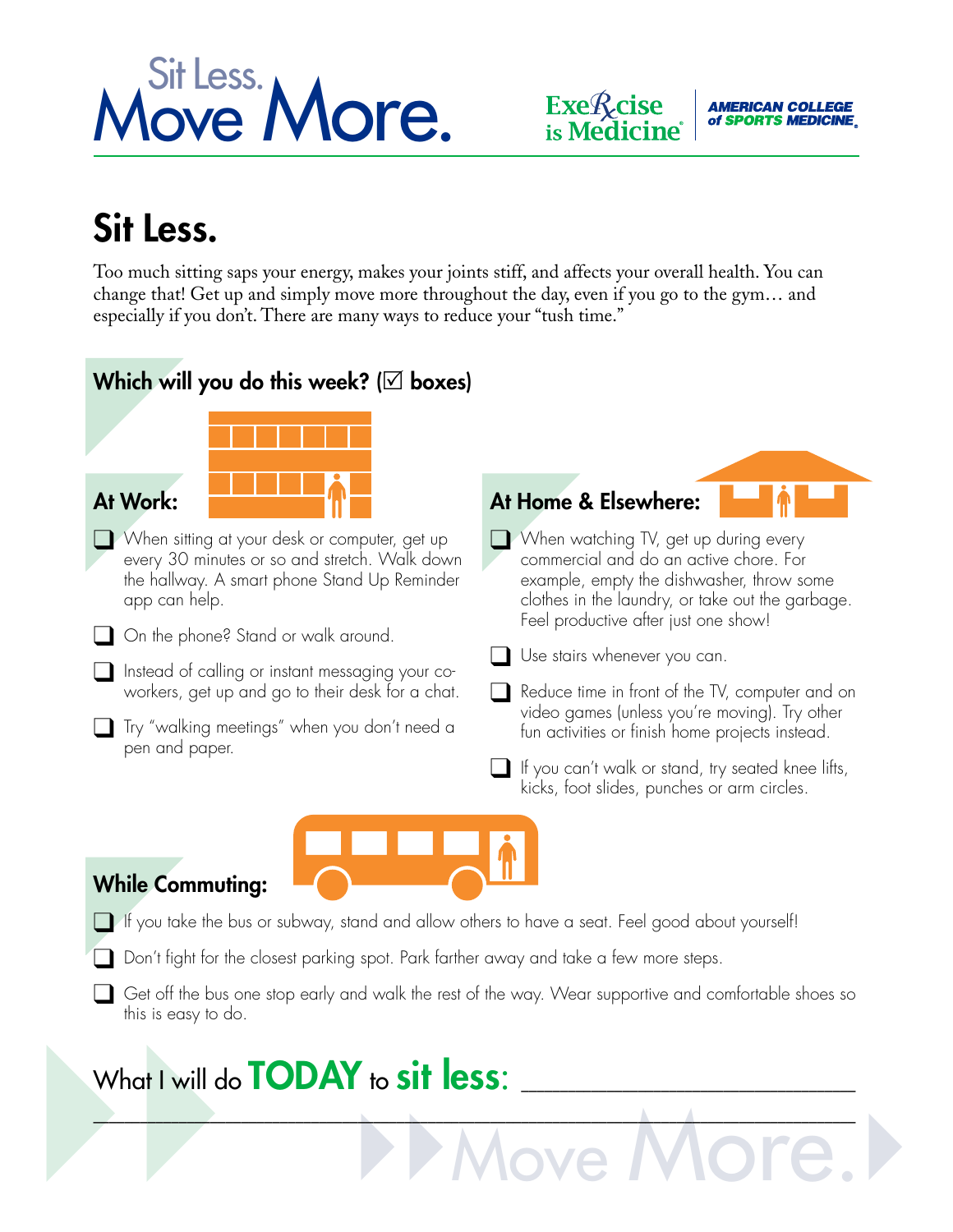# Sit Less. Move More.

Exercise is Medicine® | AMERICAN COLLEGE of SPORTS MEDICINE®

## Sit Less.

Too much sitting saps your energy, makes your joints stiff, and affects your overall health. You can change that! Get up and simply move more throughout the day, even if you go to the gym… and especially if you don't. There are many ways to reduce your "tush time."

### Which will you do this week? (☑ boxes)

### At Work:

- ☐ When sitting at your desk or computer, get up every 30 minutes or so and stretch. Walk down the hallway. A smart phone Stand Up Reminder app can help.
- ☐ On the phone? Stand or walk around.
- ☐ Instead of calling or instant messaging your co-workers, get up and go to their desk for a chat.
- ☐ Try "walking meetings" when you don't need a pen and paper.

### At Home & Elsewhere:

- ☐ When watching TV, get up during every commercial and do an active chore. For example, empty the dishwasher, throw some clothes in the laundry, or take out the garbage. Feel productive after just one show!
- ☐ Use stairs whenever you can.
- ☐ Reduce time in front of the TV, computer and on video games (unless you're moving). Try other fun activities or finish home projects instead.
- ☐ If you can't walk or stand, try seated knee lifts, kicks, foot slides, punches or arm circles.

### While Commuting:

- ☐ If you take the bus or subway, stand and allow others to have a seat. Feel good about yourself!
- ☐ Don't fight for the closest parking spot. Park farther away and take a few more steps.
- ☐ Get off the bus one stop early and walk the rest of the way. Wear supportive and comfortable shoes so this is easy to do.

What I will do **TODAY** to **sit less:** ______________________________

______________________________________________________________

Move More.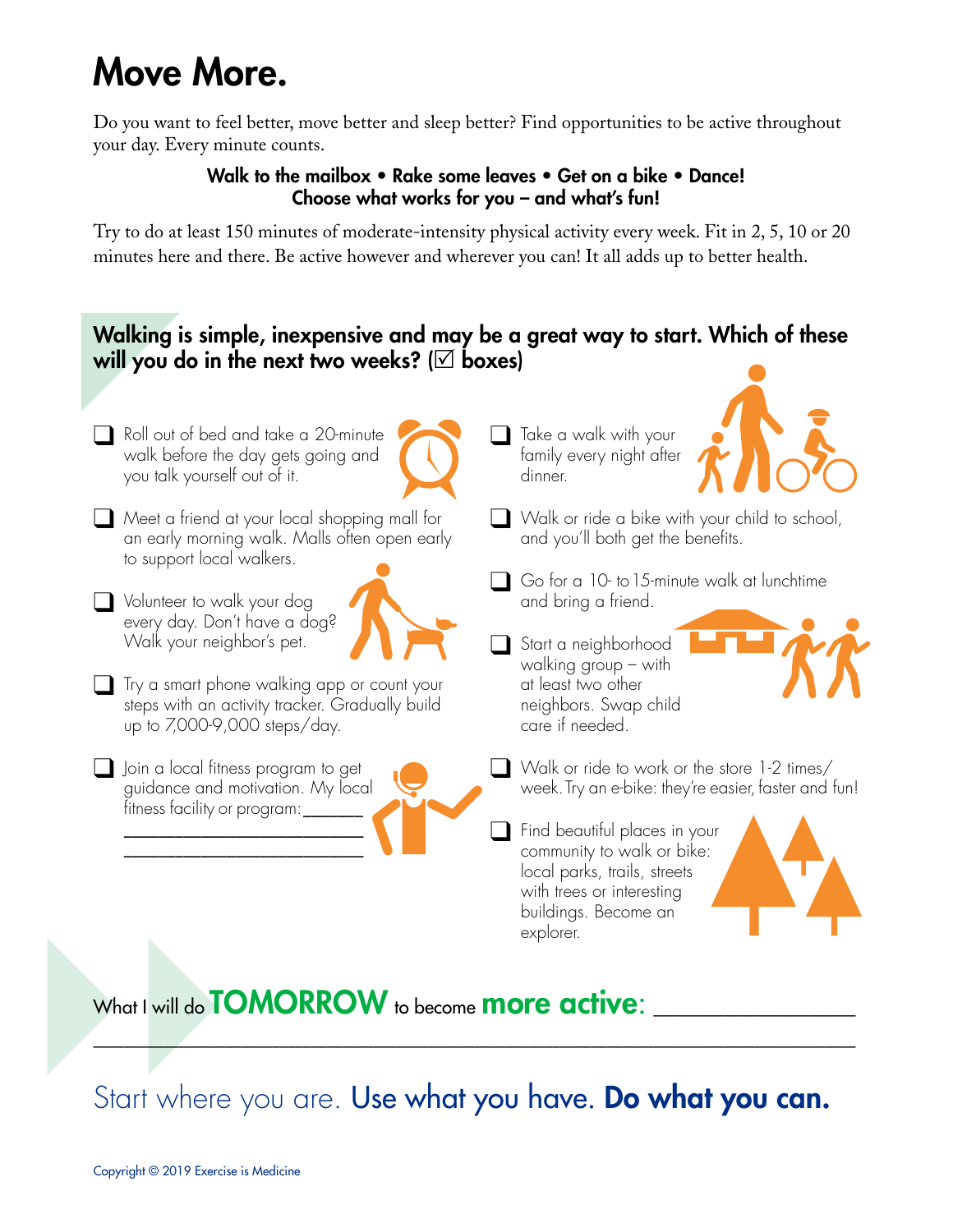# Move More.

Do you want to feel better, move better and sleep better? Find opportunities to be active throughout your day. Every minute counts.

**Walk to the mailbox • Rake some leaves • Get on a bike • Dance!**
**Choose what works for you – and what's fun!**

Try to do at least 150 minutes of moderate-intensity physical activity every week. Fit in 2, 5, 10 or 20 minutes here and there. Be active however and wherever you can! It all adds up to better health.

## Walking is simple, inexpensive and may be a great way to start. Which of these will you do in the next two weeks? (☑ boxes)

- ❑ Roll out of bed and take a 20-minute walk before the day gets going and you talk yourself out of it.
- ❑ Meet a friend at your local shopping mall for an early morning walk. Malls often open early to support local walkers.
- ❑ Volunteer to walk your dog every day. Don't have a dog? Walk your neighbor's pet.
- ❑ Try a smart phone walking app or count your steps with an activity tracker. Gradually build up to 7,000-9,000 steps/day.
- ❑ Join a local fitness program to get guidance and motivation. My local fitness facility or program: ______ ____________________ ____________________
- ❑ Take a walk with your family every night after dinner.
- ❑ Walk or ride a bike with your child to school, and you'll both get the benefits.
- ❑ Go for a 10- to 15-minute walk at lunchtime and bring a friend.
- ❑ Start a neighborhood walking group – with at least two other neighbors. Swap child care if needed.
- ❑ Walk or ride to work or the store 1-2 times/week. Try an e-bike: they're easier, faster and fun!
- ❑ Find beautiful places in your community to walk or bike: local parks, trails, streets with trees or interesting buildings. Become an explorer.

What I will do **TOMORROW** to become **more active**: ____________________

________________________________________________________________

Start where you are. **Use what you have. Do what you can.**

Copyright © 2019 Exercise is Medicine